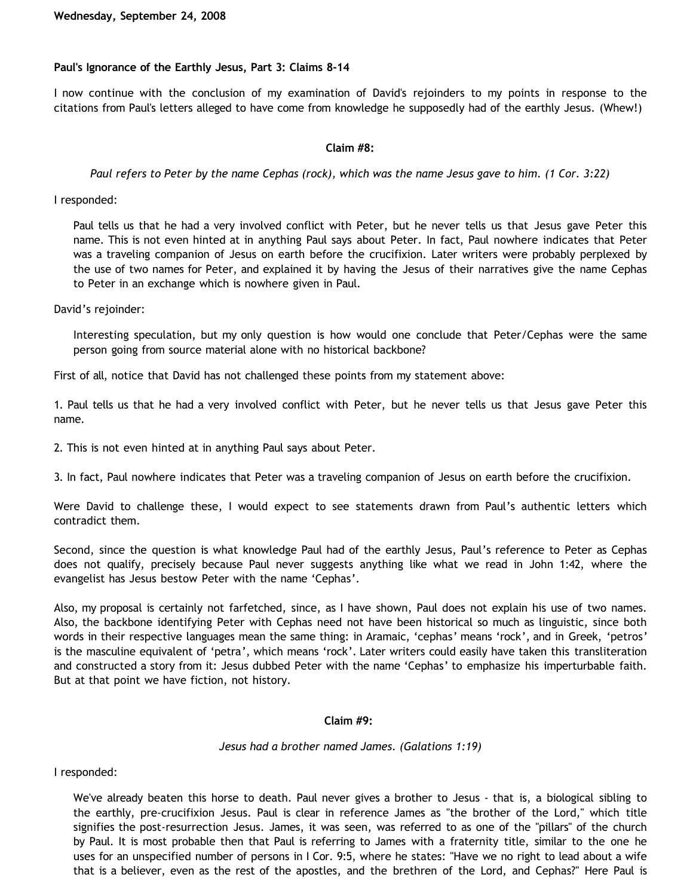**Wednesday, September 24, 2008**

**Paul's Ignorance of the Earthly Jesus, Part 3: Claims 8-14**

I now continue with the conclusion of my examination of David's rejoinders to my points in response to the citations from Paul's letters alleged to have come from knowledge he supposedly had of the earthly Jesus. (Whew!)

**Claim #8:**

*Paul refers to Peter by the name Cephas (rock), which was the name Jesus gave to him. (1 Cor. 3:22)*

I responded:

> Paul tells us that he had a very involved conflict with Peter, but he never tells us that Jesus gave Peter this name. This is not even hinted at in anything Paul says about Peter. In fact, Paul nowhere indicates that Peter was a traveling companion of Jesus on earth before the crucifixion. Later writers were probably perplexed by the use of two names for Peter, and explained it by having the Jesus of their narratives give the name Cephas to Peter in an exchange which is nowhere given in Paul.

David's rejoinder:

> Interesting speculation, but my only question is how would one conclude that Peter/Cephas were the same person going from source material alone with no historical backbone?

First of all, notice that David has not challenged these points from my statement above:

1. Paul tells us that he had a very involved conflict with Peter, but he never tells us that Jesus gave Peter this name.

2. This is not even hinted at in anything Paul says about Peter.

3. In fact, Paul nowhere indicates that Peter was a traveling companion of Jesus on earth before the crucifixion.

Were David to challenge these, I would expect to see statements drawn from Paul's authentic letters which contradict them.

Second, since the question is what knowledge Paul had of the earthly Jesus, Paul's reference to Peter as Cephas does not qualify, precisely because Paul never suggests anything like what we read in John 1:42, where the evangelist has Jesus bestow Peter with the name 'Cephas'.

Also, my proposal is certainly not farfetched, since, as I have shown, Paul does not explain his use of two names. Also, the backbone identifying Peter with Cephas need not have been historical so much as linguistic, since both words in their respective languages mean the same thing: in Aramaic, 'cephas' means 'rock', and in Greek, 'petros' is the masculine equivalent of 'petra', which means 'rock'. Later writers could easily have taken this transliteration and constructed a story from it: Jesus dubbed Peter with the name 'Cephas' to emphasize his imperturbable faith. But at that point we have fiction, not history.

**Claim #9:**

*Jesus had a brother named James. (Galations 1:19)*

I responded:

> We've already beaten this horse to death. Paul never gives a brother to Jesus - that is, a biological sibling to the earthly, pre-crucifixion Jesus. Paul is clear in reference James as "the brother of the Lord," which title signifies the post-resurrection Jesus. James, it was seen, was referred to as one of the "pillars" of the church by Paul. It is most probable then that Paul is referring to James with a fraternity title, similar to the one he uses for an unspecified number of persons in I Cor. 9:5, where he states: "Have we no right to lead about a wife that is a believer, even as the rest of the apostles, and the brethren of the Lord, and Cephas?" Here Paul is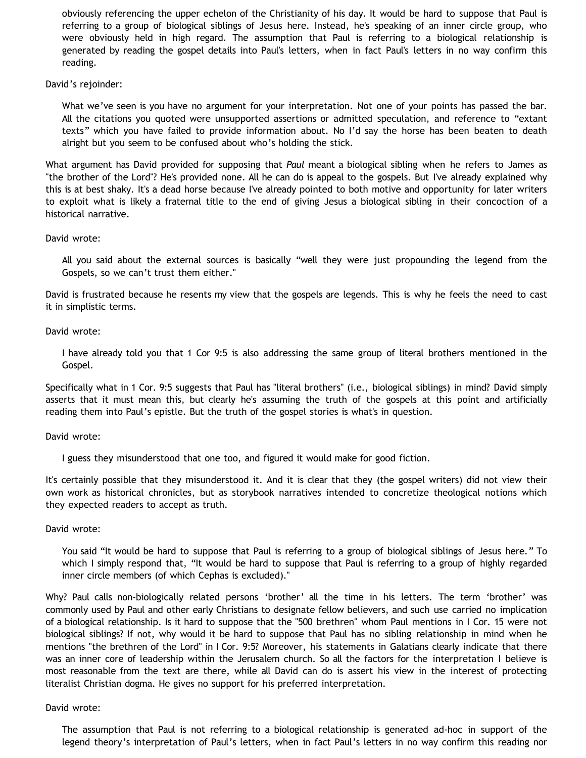> obviously referencing the upper echelon of the Christianity of his day. It would be hard to suppose that Paul is referring to a group of biological siblings of Jesus here. Instead, he's speaking of an inner circle group, who were obviously held in high regard. The assumption that Paul is referring to a biological relationship is generated by reading the gospel details into Paul's letters, when in fact Paul's letters in no way confirm this reading.

David's rejoinder:

> What we've seen is you have no argument for your interpretation. Not one of your points has passed the bar. All the citations you quoted were unsupported assertions or admitted speculation, and reference to "extant texts" which you have failed to provide information about. No I'd say the horse has been beaten to death alright but you seem to be confused about who's holding the stick.

What argument has David provided for supposing that *Paul* meant a biological sibling when he refers to James as "the brother of the Lord"? He's provided none. All he can do is appeal to the gospels. But I've already explained why this is at best shaky. It's a dead horse because I've already pointed to both motive and opportunity for later writers to exploit what is likely a fraternal title to the end of giving Jesus a biological sibling in their concoction of a historical narrative.

David wrote:

> All you said about the external sources is basically "well they were just propounding the legend from the Gospels, so we can't trust them either."

David is frustrated because he resents my view that the gospels are legends. This is why he feels the need to cast it in simplistic terms.

David wrote:

> I have already told you that 1 Cor 9:5 is also addressing the same group of literal brothers mentioned in the Gospel.

Specifically what in 1 Cor. 9:5 suggests that Paul has "literal brothers" (i.e., biological siblings) in mind? David simply asserts that it must mean this, but clearly he's assuming the truth of the gospels at this point and artificially reading them into Paul's epistle. But the truth of the gospel stories is what's in question.

David wrote:

> I guess they misunderstood that one too, and figured it would make for good fiction.

It's certainly possible that they misunderstood it. And it is clear that they (the gospel writers) did not view their own work as historical chronicles, but as storybook narratives intended to concretize theological notions which they expected readers to accept as truth.

David wrote:

> You said "It would be hard to suppose that Paul is referring to a group of biological siblings of Jesus here." To which I simply respond that, "It would be hard to suppose that Paul is referring to a group of highly regarded inner circle members (of which Cephas is excluded)."

Why? Paul calls non-biologically related persons 'brother' all the time in his letters. The term 'brother' was commonly used by Paul and other early Christians to designate fellow believers, and such use carried no implication of a biological relationship. Is it hard to suppose that the "500 brethren" whom Paul mentions in I Cor. 15 were not biological siblings? If not, why would it be hard to suppose that Paul has no sibling relationship in mind when he mentions "the brethren of the Lord" in I Cor. 9:5? Moreover, his statements in Galatians clearly indicate that there was an inner core of leadership within the Jerusalem church. So all the factors for the interpretation I believe is most reasonable from the text are there, while all David can do is assert his view in the interest of protecting literalist Christian dogma. He gives no support for his preferred interpretation.

David wrote:

> The assumption that Paul is not referring to a biological relationship is generated ad-hoc in support of the legend theory's interpretation of Paul's letters, when in fact Paul's letters in no way confirm this reading nor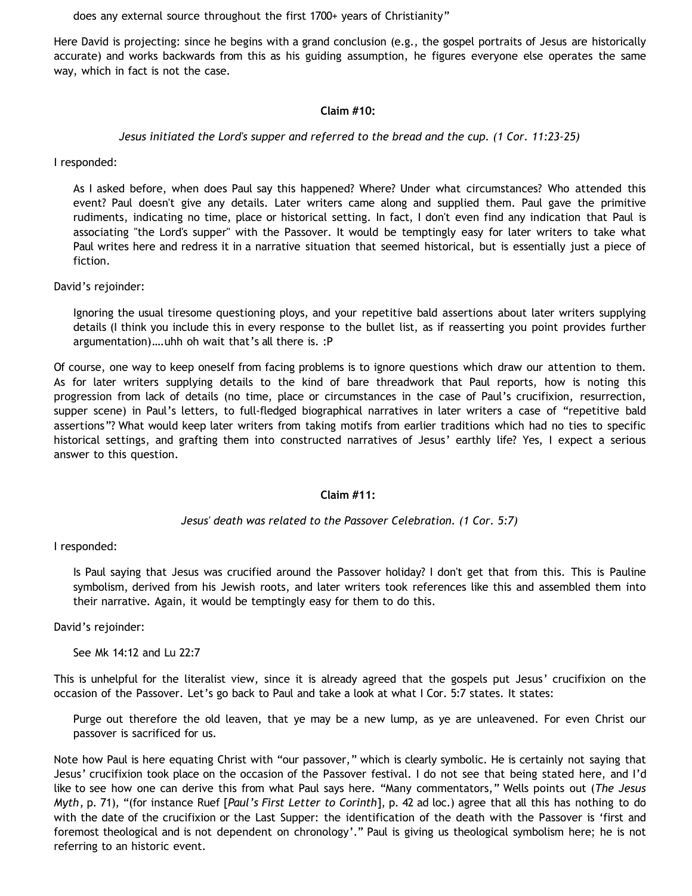> does any external source throughout the first 1700+ years of Christianity"

Here David is projecting: since he begins with a grand conclusion (e.g., the gospel portraits of Jesus are historically accurate) and works backwards from this as his guiding assumption, he figures everyone else operates the same way, which in fact is not the case.

**Claim #10:**

*Jesus initiated the Lord's supper and referred to the bread and the cup. (1 Cor. 11:23-25)*

I responded:

> As I asked before, when does Paul say this happened? Where? Under what circumstances? Who attended this event? Paul doesn't give any details. Later writers came along and supplied them. Paul gave the primitive rudiments, indicating no time, place or historical setting. In fact, I don't even find any indication that Paul is associating "the Lord's supper" with the Passover. It would be temptingly easy for later writers to take what Paul writes here and redress it in a narrative situation that seemed historical, but is essentially just a piece of fiction.

David's rejoinder:

> Ignoring the usual tiresome questioning ploys, and your repetitive bald assertions about later writers supplying details (I think you include this in every response to the bullet list, as if reasserting you point provides further argumentation)….uhh oh wait that's all there is. :P

Of course, one way to keep oneself from facing problems is to ignore questions which draw our attention to them. As for later writers supplying details to the kind of bare threadwork that Paul reports, how is noting this progression from lack of details (no time, place or circumstances in the case of Paul's crucifixion, resurrection, supper scene) in Paul's letters, to full-fledged biographical narratives in later writers a case of "repetitive bald assertions"? What would keep later writers from taking motifs from earlier traditions which had no ties to specific historical settings, and grafting them into constructed narratives of Jesus' earthly life? Yes, I expect a serious answer to this question.

**Claim #11:**

*Jesus' death was related to the Passover Celebration. (1 Cor. 5:7)*

I responded:

> Is Paul saying that Jesus was crucified around the Passover holiday? I don't get that from this. This is Pauline symbolism, derived from his Jewish roots, and later writers took references like this and assembled them into their narrative. Again, it would be temptingly easy for them to do this.

David's rejoinder:

> See Mk 14:12 and Lu 22:7

This is unhelpful for the literalist view, since it is already agreed that the gospels put Jesus' crucifixion on the occasion of the Passover. Let's go back to Paul and take a look at what I Cor. 5:7 states. It states:

> Purge out therefore the old leaven, that ye may be a new lump, as ye are unleavened. For even Christ our passover is sacrificed for us.

Note how Paul is here equating Christ with "our passover," which is clearly symbolic. He is certainly not saying that Jesus' crucifixion took place on the occasion of the Passover festival. I do not see that being stated here, and I'd like to see how one can derive this from what Paul says here. "Many commentators," Wells points out (*The Jesus Myth*, p. 71), "(for instance Ruef [*Paul's First Letter to Corinth*], p. 42 ad loc.) agree that all this has nothing to do with the date of the crucifixion or the Last Supper: the identification of the death with the Passover is 'first and foremost theological and is not dependent on chronology'." Paul is giving us theological symbolism here; he is not referring to an historic event.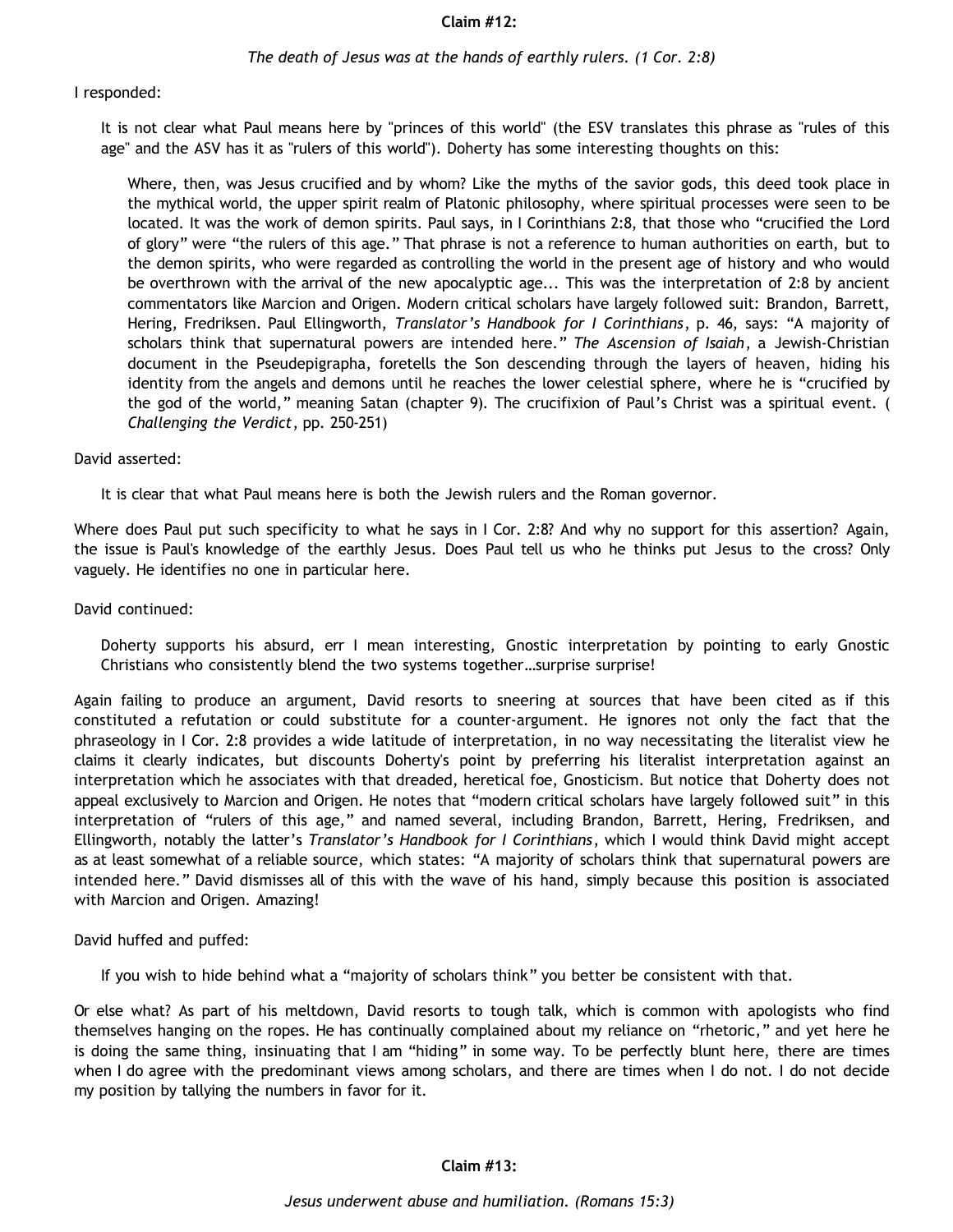**Claim #12:**

*The death of Jesus was at the hands of earthly rulers. (1 Cor. 2:8)*

I responded:

> It is not clear what Paul means here by "princes of this world" (the ESV translates this phrase as "rules of this age" and the ASV has it as "rulers of this world"). Doherty has some interesting thoughts on this:
>
> > Where, then, was Jesus crucified and by whom? Like the myths of the savior gods, this deed took place in the mythical world, the upper spirit realm of Platonic philosophy, where spiritual processes were seen to be located. It was the work of demon spirits. Paul says, in I Corinthians 2:8, that those who "crucified the Lord of glory" were "the rulers of this age." That phrase is not a reference to human authorities on earth, but to the demon spirits, who were regarded as controlling the world in the present age of history and who would be overthrown with the arrival of the new apocalyptic age... This was the interpretation of 2:8 by ancient commentators like Marcion and Origen. Modern critical scholars have largely followed suit: Brandon, Barrett, Hering, Fredriksen. Paul Ellingworth, *Translator's Handbook for I Corinthians*, p. 46, says: "A majority of scholars think that supernatural powers are intended here." *The Ascension of Isaiah*, a Jewish-Christian document in the Pseudepigrapha, foretells the Son descending through the layers of heaven, hiding his identity from the angels and demons until he reaches the lower celestial sphere, where he is "crucified by the god of the world," meaning Satan (chapter 9). The crucifixion of Paul's Christ was a spiritual event. (*Challenging the Verdict*, pp. 250-251)

David asserted:

> It is clear that what Paul means here is both the Jewish rulers and the Roman governor.

Where does Paul put such specificity to what he says in I Cor. 2:8? And why no support for this assertion? Again, the issue is Paul's knowledge of the earthly Jesus. Does Paul tell us who he thinks put Jesus to the cross? Only vaguely. He identifies no one in particular here.

David continued:

> Doherty supports his absurd, err I mean interesting, Gnostic interpretation by pointing to early Gnostic Christians who consistently blend the two systems together…surprise surprise!

Again failing to produce an argument, David resorts to sneering at sources that have been cited as if this constituted a refutation or could substitute for a counter-argument. He ignores not only the fact that the phraseology in I Cor. 2:8 provides a wide latitude of interpretation, in no way necessitating the literalist view he claims it clearly indicates, but discounts Doherty's point by preferring his literalist interpretation against an interpretation which he associates with that dreaded, heretical foe, Gnosticism. But notice that Doherty does not appeal exclusively to Marcion and Origen. He notes that "modern critical scholars have largely followed suit" in this interpretation of "rulers of this age," and named several, including Brandon, Barrett, Hering, Fredriksen, and Ellingworth, notably the latter's *Translator's Handbook for I Corinthians*, which I would think David might accept as at least somewhat of a reliable source, which states: "A majority of scholars think that supernatural powers are intended here." David dismisses all of this with the wave of his hand, simply because this position is associated with Marcion and Origen. Amazing!

David huffed and puffed:

> If you wish to hide behind what a "majority of scholars think" you better be consistent with that.

Or else what? As part of his meltdown, David resorts to tough talk, which is common with apologists who find themselves hanging on the ropes. He has continually complained about my reliance on "rhetoric," and yet here he is doing the same thing, insinuating that I am "hiding" in some way. To be perfectly blunt here, there are times when I do agree with the predominant views among scholars, and there are times when I do not. I do not decide my position by tallying the numbers in favor for it.

**Claim #13:**

*Jesus underwent abuse and humiliation. (Romans 15:3)*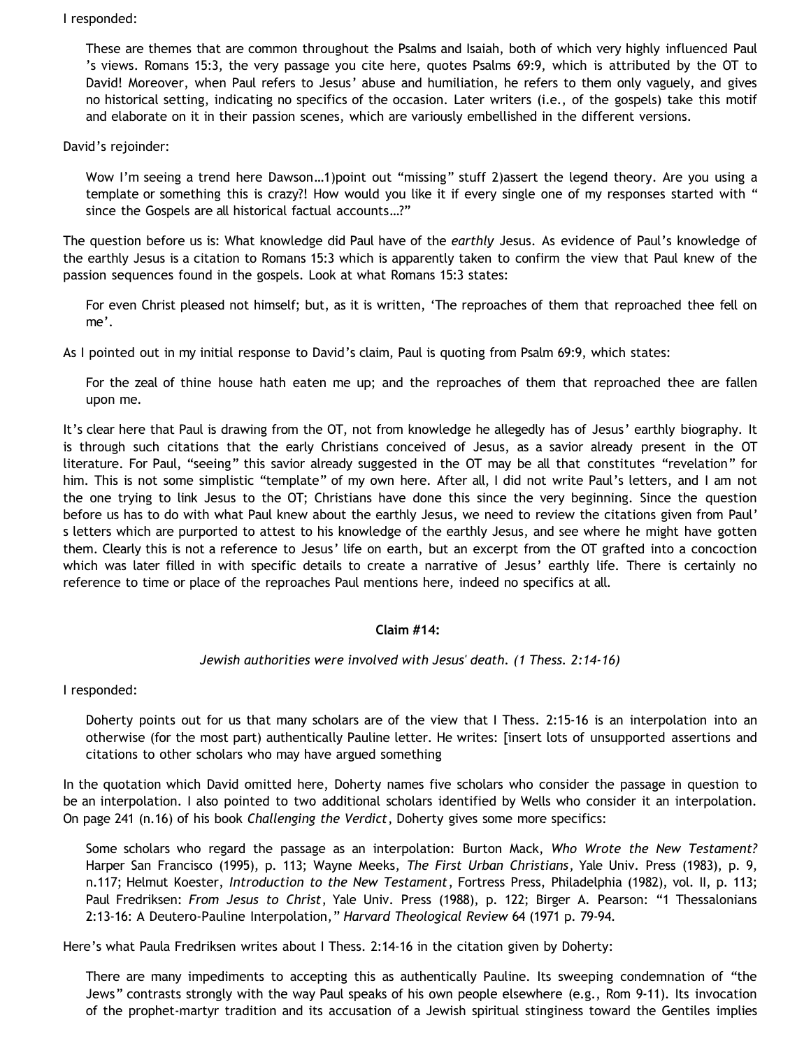I responded:

> These are themes that are common throughout the Psalms and Isaiah, both of which very highly influenced Paul 's views. Romans 15:3, the very passage you cite here, quotes Psalms 69:9, which is attributed by the OT to David! Moreover, when Paul refers to Jesus' abuse and humiliation, he refers to them only vaguely, and gives no historical setting, indicating no specifics of the occasion. Later writers (i.e., of the gospels) take this motif and elaborate on it in their passion scenes, which are variously embellished in the different versions.

David's rejoinder:

> Wow I'm seeing a trend here Dawson…1)point out "missing" stuff 2)assert the legend theory. Are you using a template or something this is crazy?! How would you like it if every single one of my responses started with " since the Gospels are all historical factual accounts…?"

The question before us is: What knowledge did Paul have of the *earthly* Jesus. As evidence of Paul's knowledge of the earthly Jesus is a citation to Romans 15:3 which is apparently taken to confirm the view that Paul knew of the passion sequences found in the gospels. Look at what Romans 15:3 states:

> For even Christ pleased not himself; but, as it is written, 'The reproaches of them that reproached thee fell on me'.

As I pointed out in my initial response to David's claim, Paul is quoting from Psalm 69:9, which states:

> For the zeal of thine house hath eaten me up; and the reproaches of them that reproached thee are fallen upon me.

It's clear here that Paul is drawing from the OT, not from knowledge he allegedly has of Jesus' earthly biography. It is through such citations that the early Christians conceived of Jesus, as a savior already present in the OT literature. For Paul, "seeing" this savior already suggested in the OT may be all that constitutes "revelation" for him. This is not some simplistic "template" of my own here. After all, I did not write Paul's letters, and I am not the one trying to link Jesus to the OT; Christians have done this since the very beginning. Since the question before us has to do with what Paul knew about the earthly Jesus, we need to review the citations given from Paul' s letters which are purported to attest to his knowledge of the earthly Jesus, and see where he might have gotten them. Clearly this is not a reference to Jesus' life on earth, but an excerpt from the OT grafted into a concoction which was later filled in with specific details to create a narrative of Jesus' earthly life. There is certainly no reference to time or place of the reproaches Paul mentions here, indeed no specifics at all.

**Claim #14:**

*Jewish authorities were involved with Jesus' death. (1 Thess. 2:14-16)*

I responded:

> Doherty points out for us that many scholars are of the view that I Thess. 2:15-16 is an interpolation into an otherwise (for the most part) authentically Pauline letter. He writes: [insert lots of unsupported assertions and citations to other scholars who may have argued something

In the quotation which David omitted here, Doherty names five scholars who consider the passage in question to be an interpolation. I also pointed to two additional scholars identified by Wells who consider it an interpolation. On page 241 (n.16) of his book *Challenging the Verdict*, Doherty gives some more specifics:

> Some scholars who regard the passage as an interpolation: Burton Mack, *Who Wrote the New Testament?* Harper San Francisco (1995), p. 113; Wayne Meeks, *The First Urban Christians*, Yale Univ. Press (1983), p. 9, n.117; Helmut Koester, *Introduction to the New Testament*, Fortress Press, Philadelphia (1982), vol. II, p. 113; Paul Fredriksen: *From Jesus to Christ*, Yale Univ. Press (1988), p. 122; Birger A. Pearson: "1 Thessalonians 2:13-16: A Deutero-Pauline Interpolation," *Harvard Theological Review* 64 (1971 p. 79-94.

Here's what Paula Fredriksen writes about I Thess. 2:14-16 in the citation given by Doherty:

> There are many impediments to accepting this as authentically Pauline. Its sweeping condemnation of "the Jews" contrasts strongly with the way Paul speaks of his own people elsewhere (e.g., Rom 9-11). Its invocation of the prophet-martyr tradition and its accusation of a Jewish spiritual stinginess toward the Gentiles implies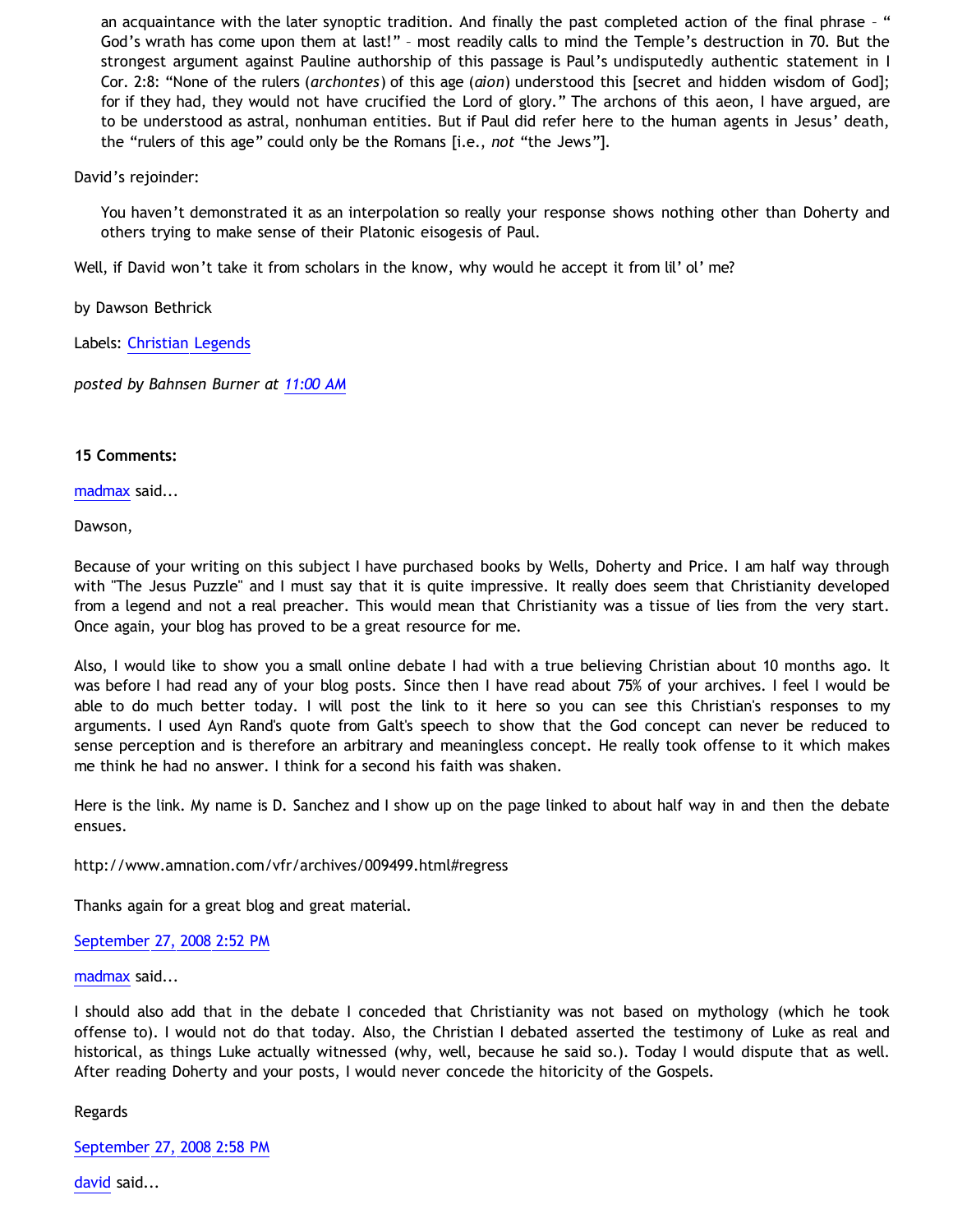> an acquaintance with the later synoptic tradition. And finally the past completed action of the final phrase – "God's wrath has come upon them at last!" – most readily calls to mind the Temple's destruction in 70. But the strongest argument against Pauline authorship of this passage is Paul's undisputedly authentic statement in I Cor. 2:8: "None of the rulers (*archontes*) of this age (*aion*) understood this [secret and hidden wisdom of God]; for if they had, they would not have crucified the Lord of glory." The archons of this aeon, I have argued, are to be understood as astral, nonhuman entities. But if Paul did refer here to the human agents in Jesus' death, the "rulers of this age" could only be the Romans [i.e., *not* "the Jews"].

David's rejoinder:

> You haven't demonstrated it as an interpolation so really your response shows nothing other than Doherty and others trying to make sense of their Platonic eisogesis of Paul.

Well, if David won't take it from scholars in the know, why would he accept it from lil' ol' me?

by Dawson Bethrick

Labels: Christian Legends

*posted by Bahnsen Burner at 11:00 AM*

**15 Comments:**

madmax said...

Dawson,

Because of your writing on this subject I have purchased books by Wells, Doherty and Price. I am half way through with "The Jesus Puzzle" and I must say that it is quite impressive. It really does seem that Christianity developed from a legend and not a real preacher. This would mean that Christianity was a tissue of lies from the very start. Once again, your blog has proved to be a great resource for me.

Also, I would like to show you a small online debate I had with a true believing Christian about 10 months ago. It was before I had read any of your blog posts. Since then I have read about 75% of your archives. I feel I would be able to do much better today. I will post the link to it here so you can see this Christian's responses to my arguments. I used Ayn Rand's quote from Galt's speech to show that the God concept can never be reduced to sense perception and is therefore an arbitrary and meaningless concept. He really took offense to it which makes me think he had no answer. I think for a second his faith was shaken.

Here is the link. My name is D. Sanchez and I show up on the page linked to about half way in and then the debate ensues.

http://www.amnation.com/vfr/archives/009499.html#regress

Thanks again for a great blog and great material.

September 27, 2008 2:52 PM

madmax said...

I should also add that in the debate I conceded that Christianity was not based on mythology (which he took offense to). I would not do that today. Also, the Christian I debated asserted the testimony of Luke as real and historical, as things Luke actually witnessed (why, well, because he said so.). Today I would dispute that as well. After reading Doherty and your posts, I would never concede the hitoricity of the Gospels.

Regards

September 27, 2008 2:58 PM

david said...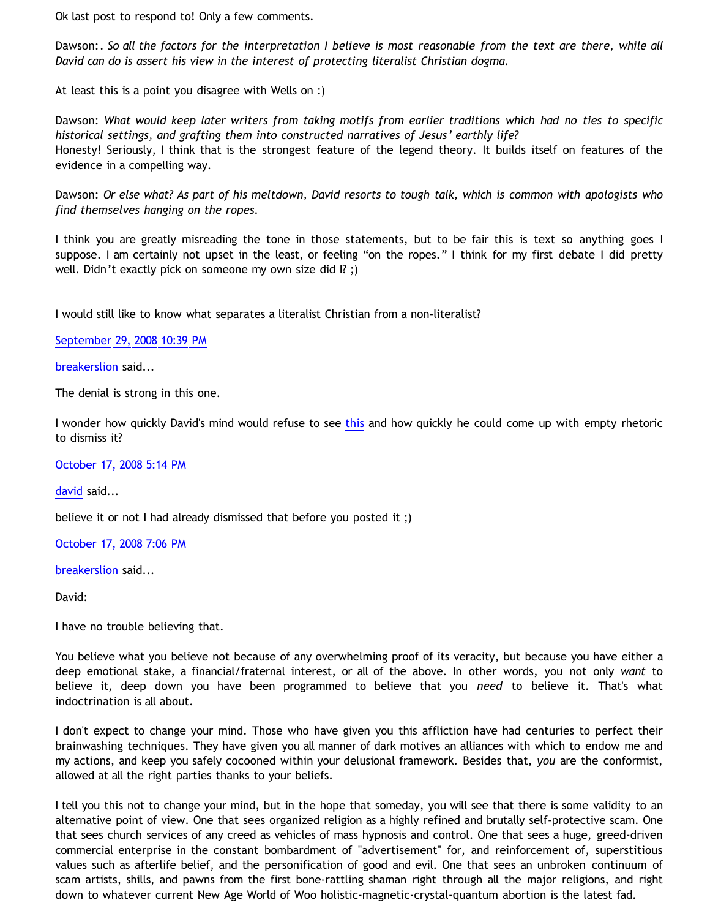Ok last post to respond to! Only a few comments.

Dawson:. *So all the factors for the interpretation I believe is most reasonable from the text are there, while all David can do is assert his view in the interest of protecting literalist Christian dogma.*

At least this is a point you disagree with Wells on :)

Dawson: *What would keep later writers from taking motifs from earlier traditions which had no ties to specific historical settings, and grafting them into constructed narratives of Jesus' earthly life?*
Honesty! Seriously, I think that is the strongest feature of the legend theory. It builds itself on features of the evidence in a compelling way.

Dawson: *Or else what? As part of his meltdown, David resorts to tough talk, which is common with apologists who find themselves hanging on the ropes.*

I think you are greatly misreading the tone in those statements, but to be fair this is text so anything goes I suppose. I am certainly not upset in the least, or feeling "on the ropes." I think for my first debate I did pretty well. Didn't exactly pick on someone my own size did I? ;)

I would still like to know what separates a literalist Christian from a non-literalist?

September 29, 2008 10:39 PM

breakerslion said...

The denial is strong in this one.

I wonder how quickly David's mind would refuse to see this and how quickly he could come up with empty rhetoric to dismiss it?

October 17, 2008 5:14 PM

david said...

believe it or not I had already dismissed that before you posted it ;)

October 17, 2008 7:06 PM

breakerslion said...

David:

I have no trouble believing that.

You believe what you believe not because of any overwhelming proof of its veracity, but because you have either a deep emotional stake, a financial/fraternal interest, or all of the above. In other words, you not only *want* to believe it, deep down you have been programmed to believe that you *need* to believe it. That's what indoctrination is all about.

I don't expect to change your mind. Those who have given you this affliction have had centuries to perfect their brainwashing techniques. They have given you all manner of dark motives an alliances with which to endow me and my actions, and keep you safely cocooned within your delusional framework. Besides that, *you* are the conformist, allowed at all the right parties thanks to your beliefs.

I tell you this not to change your mind, but in the hope that someday, you will see that there is some validity to an alternative point of view. One that sees organized religion as a highly refined and brutally self-protective scam. One that sees church services of any creed as vehicles of mass hypnosis and control. One that sees a huge, greed-driven commercial enterprise in the constant bombardment of "advertisement" for, and reinforcement of, superstitious values such as afterlife belief, and the personification of good and evil. One that sees an unbroken continuum of scam artists, shills, and pawns from the first bone-rattling shaman right through all the major religions, and right down to whatever current New Age World of Woo holistic-magnetic-crystal-quantum abortion is the latest fad.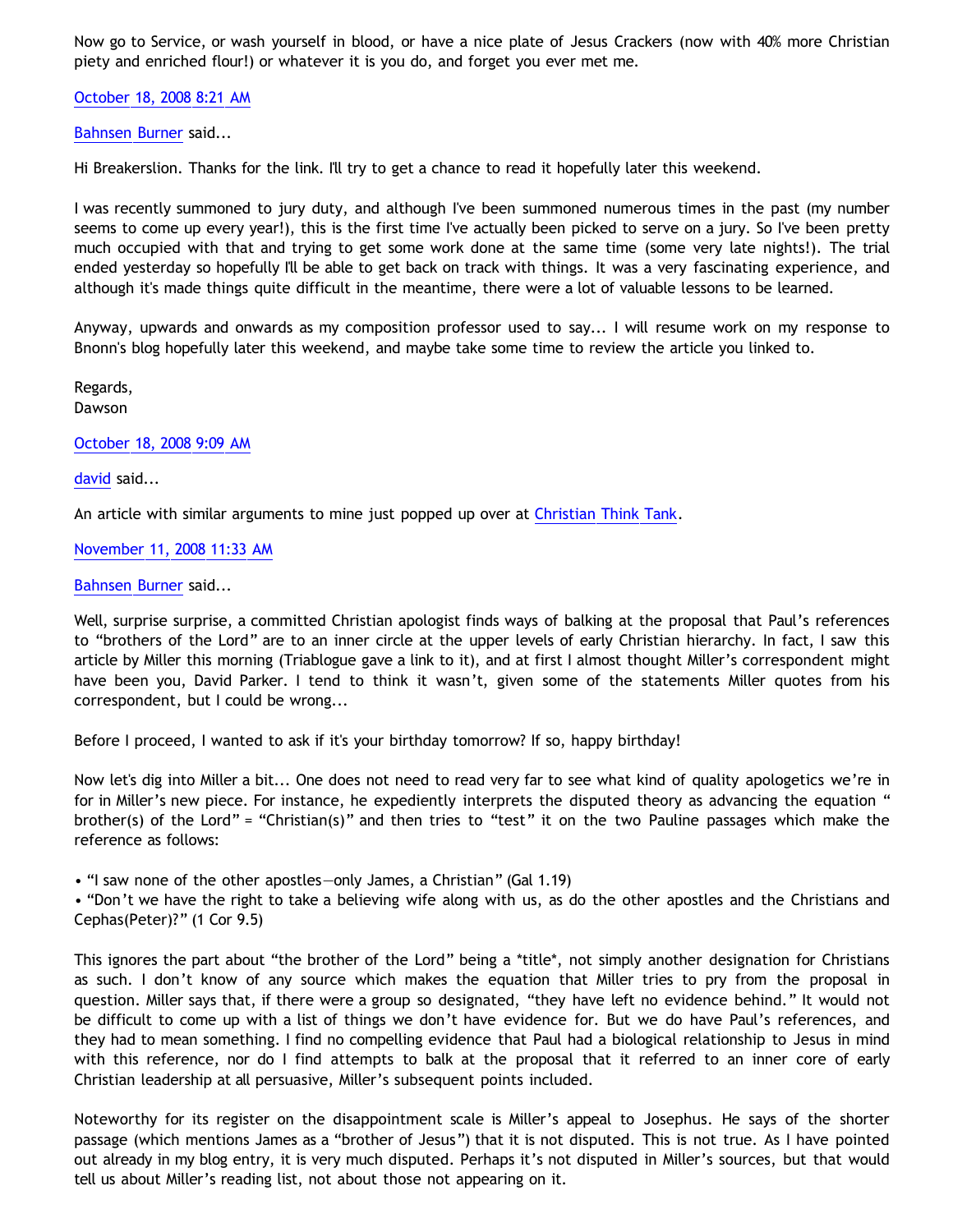Now go to Service, or wash yourself in blood, or have a nice plate of Jesus Crackers (now with 40% more Christian piety and enriched flour!) or whatever it is you do, and forget you ever met me.

October 18, 2008 8:21 AM

Bahnsen Burner said...

Hi Breakerslion. Thanks for the link. I'll try to get a chance to read it hopefully later this weekend.

I was recently summoned to jury duty, and although I've been summoned numerous times in the past (my number seems to come up every year!), this is the first time I've actually been picked to serve on a jury. So I've been pretty much occupied with that and trying to get some work done at the same time (some very late nights!). The trial ended yesterday so hopefully I'll be able to get back on track with things. It was a very fascinating experience, and although it's made things quite difficult in the meantime, there were a lot of valuable lessons to be learned.

Anyway, upwards and onwards as my composition professor used to say... I will resume work on my response to Bnonn's blog hopefully later this weekend, and maybe take some time to review the article you linked to.

Regards,
Dawson

October 18, 2008 9:09 AM

david said...

An article with similar arguments to mine just popped up over at Christian Think Tank.

November 11, 2008 11:33 AM

Bahnsen Burner said...

Well, surprise surprise, a committed Christian apologist finds ways of balking at the proposal that Paul's references to "brothers of the Lord" are to an inner circle at the upper levels of early Christian hierarchy. In fact, I saw this article by Miller this morning (Triablogue gave a link to it), and at first I almost thought Miller's correspondent might have been you, David Parker. I tend to think it wasn't, given some of the statements Miller quotes from his correspondent, but I could be wrong...

Before I proceed, I wanted to ask if it's your birthday tomorrow? If so, happy birthday!

Now let's dig into Miller a bit... One does not need to read very far to see what kind of quality apologetics we're in for in Miller's new piece. For instance, he expediently interprets the disputed theory as advancing the equation " brother(s) of the Lord" = "Christian(s)" and then tries to "test" it on the two Pauline passages which make the reference as follows:

- "I saw none of the other apostles—only James, a Christian" (Gal 1.19)
- "Don't we have the right to take a believing wife along with us, as do the other apostles and the Christians and Cephas(Peter)?" (1 Cor 9.5)

This ignores the part about "the brother of the Lord" being a *title*, not simply another designation for Christians as such. I don't know of any source which makes the equation that Miller tries to pry from the proposal in question. Miller says that, if there were a group so designated, "they have left no evidence behind." It would not be difficult to come up with a list of things we don't have evidence for. But we do have Paul's references, and they had to mean something. I find no compelling evidence that Paul had a biological relationship to Jesus in mind with this reference, nor do I find attempts to balk at the proposal that it referred to an inner core of early Christian leadership at all persuasive, Miller's subsequent points included.

Noteworthy for its register on the disappointment scale is Miller's appeal to Josephus. He says of the shorter passage (which mentions James as a "brother of Jesus") that it is not disputed. This is not true. As I have pointed out already in my blog entry, it is very much disputed. Perhaps it's not disputed in Miller's sources, but that would tell us about Miller's reading list, not about those not appearing on it.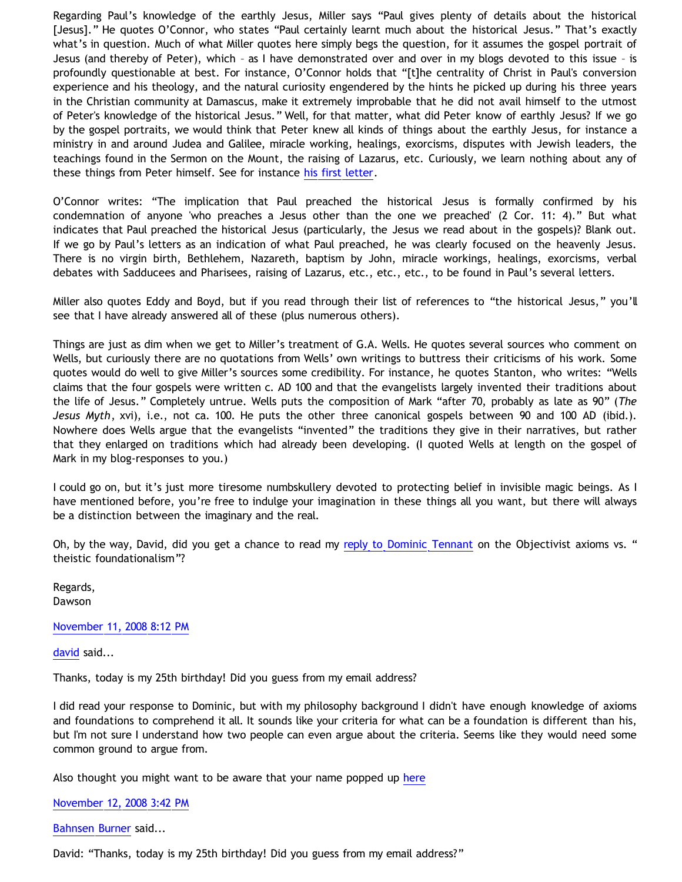Regarding Paul's knowledge of the earthly Jesus, Miller says "Paul gives plenty of details about the historical [Jesus]." He quotes O'Connor, who states "Paul certainly learnt much about the historical Jesus." That's exactly what's in question. Much of what Miller quotes here simply begs the question, for it assumes the gospel portrait of Jesus (and thereby of Peter), which – as I have demonstrated over and over in my blogs devoted to this issue – is profoundly questionable at best. For instance, O'Connor holds that "[t]he centrality of Christ in Paul's conversion experience and his theology, and the natural curiosity engendered by the hints he picked up during his three years in the Christian community at Damascus, make it extremely improbable that he did not avail himself to the utmost of Peter's knowledge of the historical Jesus." Well, for that matter, what did Peter know of earthly Jesus? If we go by the gospel portraits, we would think that Peter knew all kinds of things about the earthly Jesus, for instance a ministry in and around Judea and Galilee, miracle working, healings, exorcisms, disputes with Jewish leaders, the teachings found in the Sermon on the Mount, the raising of Lazarus, etc. Curiously, we learn nothing about any of these things from Peter himself. See for instance his first letter.

O'Connor writes: "The implication that Paul preached the historical Jesus is formally confirmed by his condemnation of anyone 'who preaches a Jesus other than the one we preached' (2 Cor. 11: 4)." But what indicates that Paul preached the historical Jesus (particularly, the Jesus we read about in the gospels)? Blank out. If we go by Paul's letters as an indication of what Paul preached, he was clearly focused on the heavenly Jesus. There is no virgin birth, Bethlehem, Nazareth, baptism by John, miracle workings, healings, exorcisms, verbal debates with Sadducees and Pharisees, raising of Lazarus, etc., etc., etc., to be found in Paul's several letters.

Miller also quotes Eddy and Boyd, but if you read through their list of references to "the historical Jesus," you'll see that I have already answered all of these (plus numerous others).

Things are just as dim when we get to Miller's treatment of G.A. Wells. He quotes several sources who comment on Wells, but curiously there are no quotations from Wells' own writings to buttress their criticisms of his work. Some quotes would do well to give Miller's sources some credibility. For instance, he quotes Stanton, who writes: "Wells claims that the four gospels were written c. AD 100 and that the evangelists largely invented their traditions about the life of Jesus." Completely untrue. Wells puts the composition of Mark "after 70, probably as late as 90" (*The Jesus Myth*, xvi), i.e., not ca. 100. He puts the other three canonical gospels between 90 and 100 AD (ibid.). Nowhere does Wells argue that the evangelists "invented" the traditions they give in their narratives, but rather that they enlarged on traditions which had already been developing. (I quoted Wells at length on the gospel of Mark in my blog-responses to you.)

I could go on, but it's just more tiresome numbskullery devoted to protecting belief in invisible magic beings. As I have mentioned before, you're free to indulge your imagination in these things all you want, but there will always be a distinction between the imaginary and the real.

Oh, by the way, David, did you get a chance to read my reply to Dominic Tennant on the Objectivist axioms vs. "theistic foundationalism"?

Regards,
Dawson

November 11, 2008 8:12 PM

david said...

Thanks, today is my 25th birthday! Did you guess from my email address?

I did read your response to Dominic, but with my philosophy background I didn't have enough knowledge of axioms and foundations to comprehend it all. It sounds like your criteria for what can be a foundation is different than his, but I'm not sure I understand how two people can even argue about the criteria. Seems like they would need some common ground to argue from.

Also thought you might want to be aware that your name popped up here

November 12, 2008 3:42 PM

Bahnsen Burner said...

David: "Thanks, today is my 25th birthday! Did you guess from my email address?"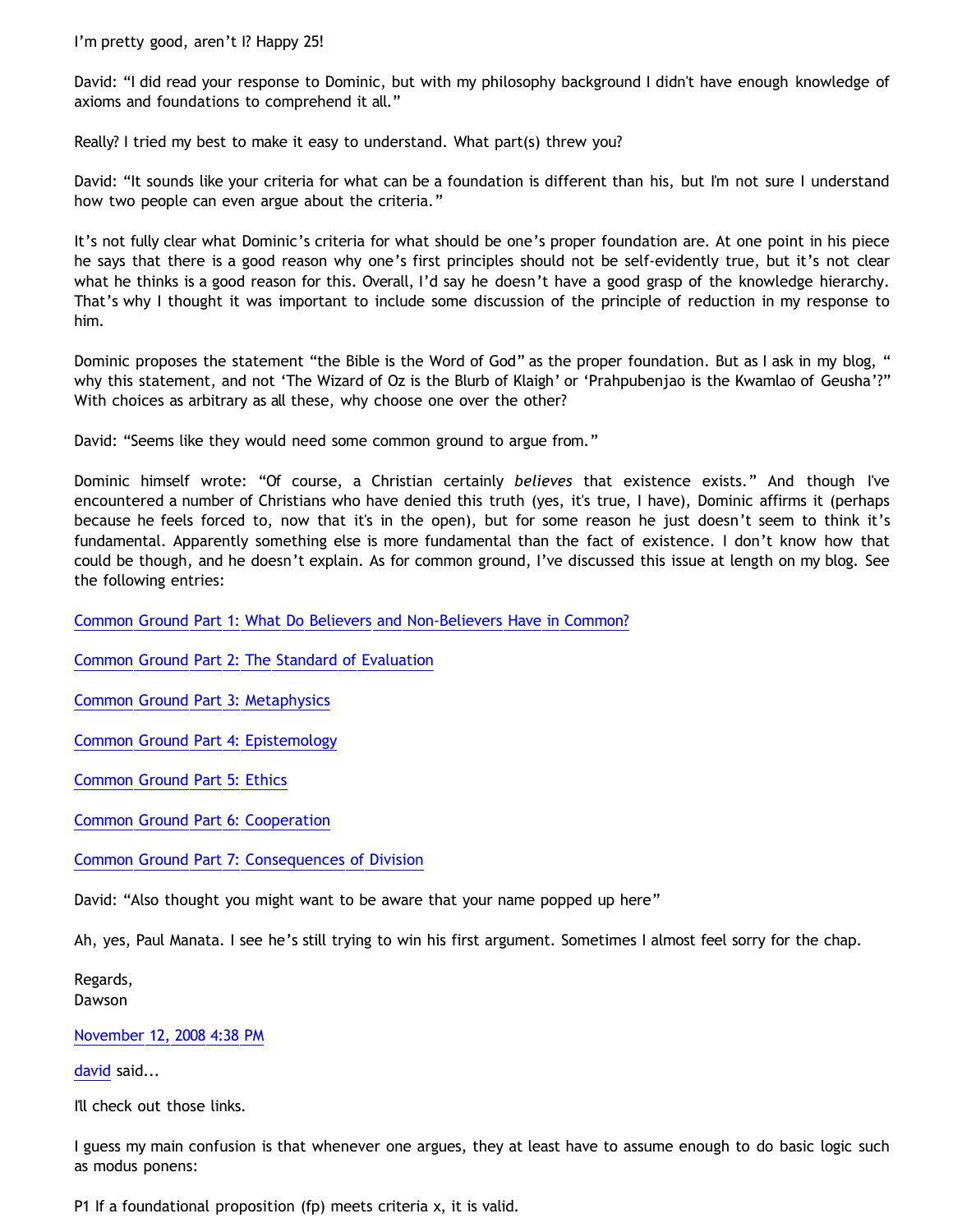I'm pretty good, aren't I? Happy 25!

David: "I did read your response to Dominic, but with my philosophy background I didn't have enough knowledge of axioms and foundations to comprehend it all."

Really? I tried my best to make it easy to understand. What part(s) threw you?

David: "It sounds like your criteria for what can be a foundation is different than his, but I'm not sure I understand how two people can even argue about the criteria."

It's not fully clear what Dominic's criteria for what should be one's proper foundation are. At one point in his piece he says that there is a good reason why one's first principles should not be self-evidently true, but it's not clear what he thinks is a good reason for this. Overall, I'd say he doesn't have a good grasp of the knowledge hierarchy. That's why I thought it was important to include some discussion of the principle of reduction in my response to him.

Dominic proposes the statement "the Bible is the Word of God" as the proper foundation. But as I ask in my blog, " why this statement, and not 'The Wizard of Oz is the Blurb of Klaigh' or 'Prahpubenjao is the Kwamlao of Geusha'?" With choices as arbitrary as all these, why choose one over the other?

David: "Seems like they would need some common ground to argue from."

Dominic himself wrote: "Of course, a Christian certainly *believes* that existence exists." And though I've encountered a number of Christians who have denied this truth (yes, it's true, I have), Dominic affirms it (perhaps because he feels forced to, now that it's in the open), but for some reason he just doesn't seem to think it's fundamental. Apparently something else is more fundamental than the fact of existence. I don't know how that could be though, and he doesn't explain. As for common ground, I've discussed this issue at length on my blog. See the following entries:

[Common Ground Part 1: What Do Believers and Non-Believers Have in Common?]()

[Common Ground Part 2: The Standard of Evaluation]()

[Common Ground Part 3: Metaphysics]()

[Common Ground Part 4: Epistemology]()

[Common Ground Part 5: Ethics]()

[Common Ground Part 6: Cooperation]()

[Common Ground Part 7: Consequences of Division]()

David: "Also thought you might want to be aware that your name popped up here"

Ah, yes, Paul Manata. I see he's still trying to win his first argument. Sometimes I almost feel sorry for the chap.

Regards,
Dawson

[November 12, 2008 4:38 PM]()

[david]() said...

I'll check out those links.

I guess my main confusion is that whenever one argues, they at least have to assume enough to do basic logic such as modus ponens:

P1 If a foundational proposition (fp) meets criteria x, it is valid.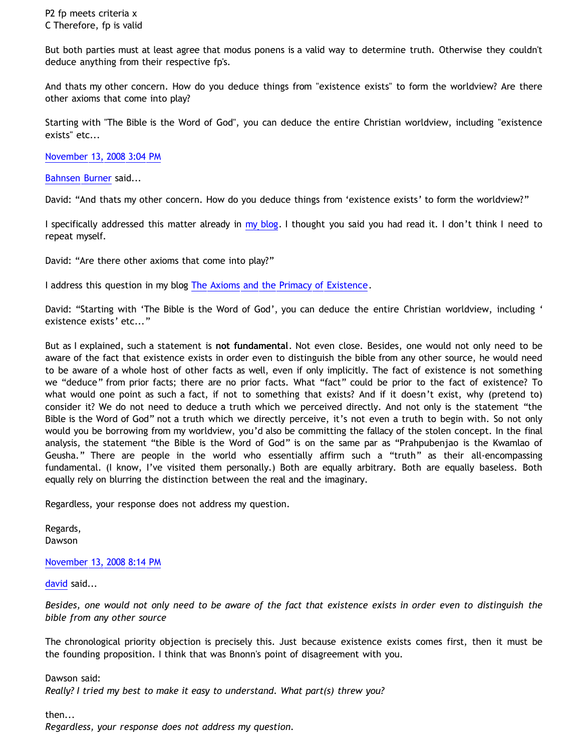P2 fp meets criteria x
C Therefore, fp is valid

But both parties must at least agree that modus ponens is a valid way to determine truth. Otherwise they couldn't deduce anything from their respective fp's.

And thats my other concern. How do you deduce things from "existence exists" to form the worldview? Are there other axioms that come into play?

Starting with "The Bible is the Word of God", you can deduce the entire Christian worldview, including "existence exists" etc...

November 13, 2008 3:04 PM

Bahnsen Burner said...

David: "And thats my other concern. How do you deduce things from 'existence exists' to form the worldview?"

I specifically addressed this matter already in my blog. I thought you said you had read it. I don't think I need to repeat myself.

David: "Are there other axioms that come into play?"

I address this question in my blog The Axioms and the Primacy of Existence.

David: "Starting with 'The Bible is the Word of God', you can deduce the entire Christian worldview, including ' existence exists' etc..."

But as I explained, such a statement is **not fundamental**. Not even close. Besides, one would not only need to be aware of the fact that existence exists in order even to distinguish the bible from any other source, he would need to be aware of a whole host of other facts as well, even if only implicitly. The fact of existence is not something we "deduce" from prior facts; there are no prior facts. What "fact" could be prior to the fact of existence? To what would one point as such a fact, if not to something that exists? And if it doesn't exist, why (pretend to) consider it? We do not need to deduce a truth which we perceived directly. And not only is the statement "the Bible is the Word of God" not a truth which we directly perceive, it's not even a truth to begin with. So not only would you be borrowing from my worldview, you'd also be committing the fallacy of the stolen concept. In the final analysis, the statement "the Bible is the Word of God" is on the same par as "Prahpubenjao is the Kwamlao of Geusha." There are people in the world who essentially affirm such a "truth" as their all-encompassing fundamental. (I know, I've visited them personally.) Both are equally arbitrary. Both are equally baseless. Both equally rely on blurring the distinction between the real and the imaginary.

Regardless, your response does not address my question.

Regards,
Dawson

November 13, 2008 8:14 PM

david said...

*Besides, one would not only need to be aware of the fact that existence exists in order even to distinguish the bible from any other source*

The chronological priority objection is precisely this. Just because existence exists comes first, then it must be the founding proposition. I think that was Bnonn's point of disagreement with you.

Dawson said:
*Really? I tried my best to make it easy to understand. What part(s) threw you?*

then...
*Regardless, your response does not address my question.*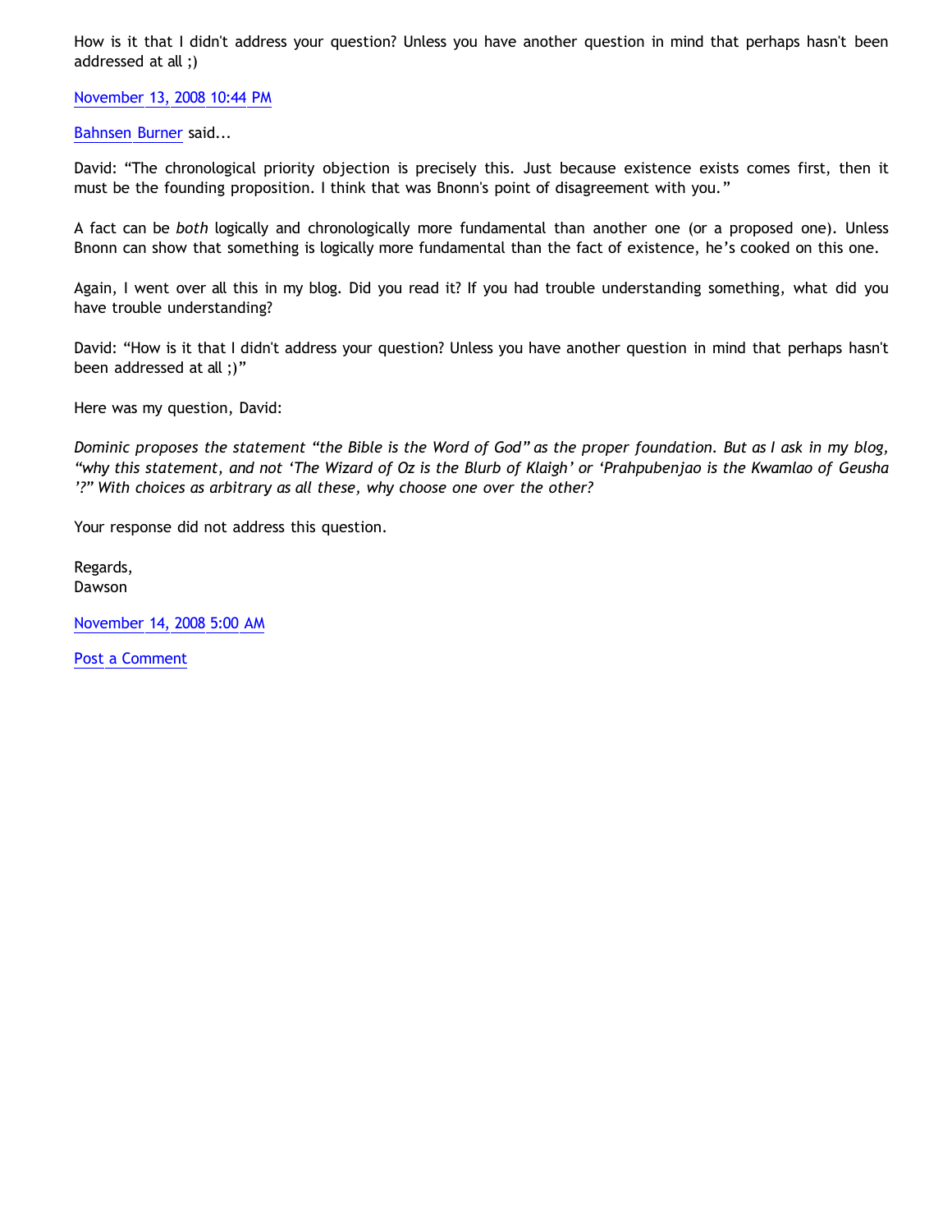How is it that I didn't address your question? Unless you have another question in mind that perhaps hasn't been addressed at all ;)

November 13, 2008 10:44 PM

Bahnsen Burner said...

David: “The chronological priority objection is precisely this. Just because existence exists comes first, then it must be the founding proposition. I think that was Bnonn's point of disagreement with you.”

A fact can be *both* logically and chronologically more fundamental than another one (or a proposed one). Unless Bnonn can show that something is logically more fundamental than the fact of existence, he’s cooked on this one.

Again, I went over all this in my blog. Did you read it? If you had trouble understanding something, what did you have trouble understanding?

David: “How is it that I didn't address your question? Unless you have another question in mind that perhaps hasn't been addressed at all ;)”

Here was my question, David:

*Dominic proposes the statement “the Bible is the Word of God” as the proper foundation. But as I ask in my blog, “why this statement, and not ‘The Wizard of Oz is the Blurb of Klaigh’ or ‘Prahpubenjao is the Kwamlao of Geusha ’?” With choices as arbitrary as all these, why choose one over the other?*

Your response did not address this question.

Regards,
Dawson

November 14, 2008 5:00 AM

Post a Comment